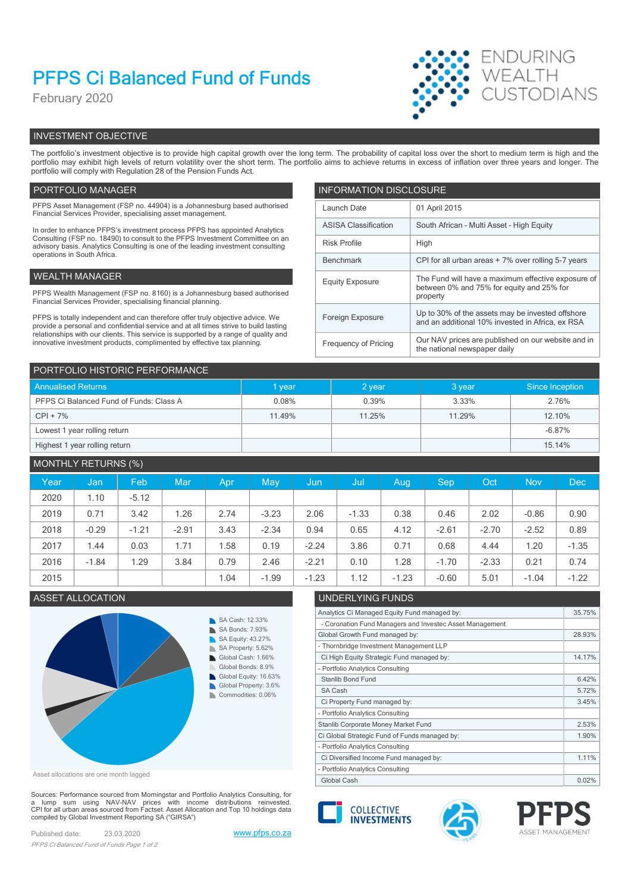# PFPS Ci Balanced Fund of Funds

February 2020

ENDURING WEALTH CUSTODIANS

## INVESTMENT OBJECTIVE

The portfolio's investment objective is to provide high capital growth over the long term. The probability of capital loss over the short to medium term is high and the portfolio may exhibit high levels of return volatility over the short term. The portfolio aims to achieve returns in excess of inflation over three years and longer. The portfolio will comply with Regulation 28 of the Pension Funds Act.

## PORTFOLIO MANAGER

PFPS Asset Management (FSP no. 44904) is a Johannesburg based authorised Financial Services Provider, specialising asset management.

In order to enhance PFPS's investment process PFPS has appointed Analytics Consulting (FSP no. 18490) to consult to the PFPS Investment Committee on an advisory basis. Analytics Consulting is one of the leading investment consulting operations in South Africa.

## WEALTH MANAGER

PFPS Wealth Management (FSP no. 8160) is a Johannesburg based authorised Financial Services Provider, specialising financial planning.

PFPS is totally independent and can therefore offer truly objective advice. We provide a personal and confidential service and at all times strive to build lasting relationships with our clients. This service is supported by a range of quality and innovative investment products, complimented by effective tax planning.

## INFORMATION DISCLOSURE

| | |
|---|---|
| Launch Date | 01 April 2015 |
| ASISA Classification | South African - Multi Asset - High Equity |
| Risk Profile | High |
| Benchmark | CPI for all urban areas + 7% over rolling 5-7 years |
| Equity Exposure | The Fund will have a maximum effective exposure of between 0% and 75% for equity and 25% for property |
| Foreign Exposure | Up to 30% of the assets may be invested offshore and an additional 10% invested in Africa, ex RSA |
| Frequency of Pricing | Our NAV prices are published on our website and in the national newspaper daily |

## PORTFOLIO HISTORIC PERFORMANCE

| Annualised Returns | 1 year | 2 year | 3 year | Since Inception |
|---|---|---|---|---|
| PFPS Ci Balanced Fund of Funds: Class A | 0.08% | 0.39% | 3.33% | 2.76% |
| CPI + 7% | 11.49% | 11.25% | 11.29% | 12.10% |
| Lowest 1 year rolling return | | | | -6.87% |
| Highest 1 year rolling return | | | | 15.14% |

## MONTHLY RETURNS (%)

| Year | Jan | Feb | Mar | Apr | May | Jun | Jul | Aug | Sep | Oct | Nov | Dec |
|---|---|---|---|---|---|---|---|---|---|---|---|---|
| 2020 | 1.10 | -5.12 | | | | | | | | | | |
| 2019 | 0.71 | 3.42 | 1.26 | 2.74 | -3.23 | 2.06 | -1.33 | 0.38 | 0.46 | 2.02 | -0.86 | 0.90 |
| 2018 | -0.29 | -1.21 | -2.91 | 3.43 | -2.34 | 0.94 | 0.65 | 4.12 | -2.61 | -2.70 | -2.52 | 0.89 |
| 2017 | 1.44 | 0.03 | 1.71 | 1.58 | 0.19 | -2.24 | 3.86 | 0.71 | 0.68 | 4.44 | 1.20 | -1.35 |
| 2016 | -1.84 | 1.29 | 3.84 | 0.79 | 2.46 | -2.21 | 0.10 | 1.28 | -1.70 | -2.33 | 0.21 | 0.74 |
| 2015 | | | | 1.04 | -1.99 | -1.23 | 1.12 | -1.23 | -0.60 | 5.01 | -1.04 | -1.22 |

## ASSET ALLOCATION

- SA Cash: 12.33%
- SA Bonds: 7.93%
- SA Equity: 43.27%
- SA Property: 5.62%
- Global Cash: 1.66%
- Global Bonds: 8.9%
- Global Equity: 16.63%
- Global Property: 3.6%
- Commodities: 0.06%

Asset allocations are one month lagged

## UNDERLYING FUNDS

| | |
|---|---|
| Analytics Ci Managed Equity Fund managed by: | 35.75% |
| - Coronation Fund Managers and Investec Asset Management | |
| Global Growth Fund managed by: | 28.93% |
| - Thornbridge Investment Management LLP | |
| Ci High Equity Strategic Fund managed by: | 14.17% |
| - Portfolio Analytics Consulting | |
| Stanlib Bond Fund | 6.42% |
| SA Cash | 5.72% |
| Ci Property Fund managed by: | 3.45% |
| - Portfolio Analytics Consulting | |
| Stanlib Corporate Money Market Fund | 2.53% |
| Ci Global Strategic Fund of Funds managed by: | 1.90% |
| - Portfolio Analytics Consulting | |
| Ci Diversified Income Fund managed by: | 1.11% |
| - Portfolio Analytics Consulting | |
| Global Cash | 0.02% |

Sources: Performance sourced from Morningstar and Portfolio Analytics Consulting, for a lump sum using NAV-NAV prices with income distributions reinvested. CPI for all urban areas sourced from Factset. Asset Allocation and Top 10 holdings data compiled by Global Investment Reporting SA ("GIRSA")

Published date: 23.03.2020

www.pfps.co.za

COLLECTIVE INVESTMENTS

PFPS ASSET MANAGEMENT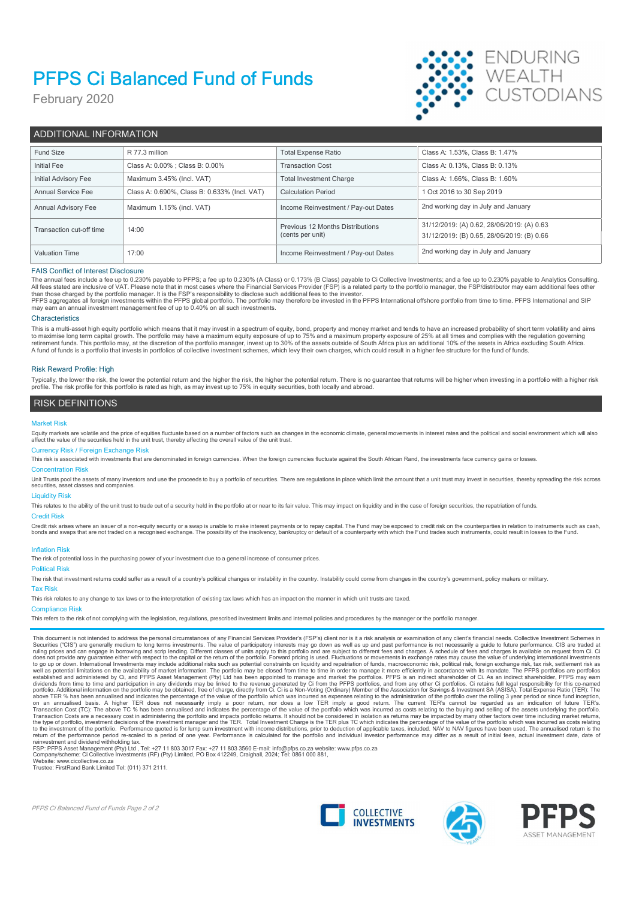# PFPS Ci Balanced Fund of Funds

February 2020

ENDURING WEALTH CUSTODIANS

## ADDITIONAL INFORMATION

| | | | |
|---|---|---|---|
| Fund Size | R 77.3 million | Total Expense Ratio | Class A: 1.53%, Class B: 1.47% |
| Initial Fee | Class A: 0.00% ; Class B: 0.00% | Transaction Cost | Class A: 0.13%, Class B: 0.13% |
| Initial Advisory Fee | Maximum 3.45% (Incl. VAT) | Total Investment Charge | Class A: 1.66%, Class B: 1.60% |
| Annual Service Fee | Class A: 0.690%, Class B: 0.633% (Incl. VAT) | Calculation Period | 1 Oct 2016 to 30 Sep 2019 |
| Annual Advisory Fee | Maximum 1.15% (incl. VAT) | Income Reinvestment / Pay-out Dates | 2nd working day in July and January |
| Transaction cut-off time | 14:00 | Previous 12 Months Distributions (cents per unit) | 31/12/2019: (A) 0.62, 28/06/2019: (A) 0.63<br>31/12/2019: (B) 0.65, 28/06/2019: (B) 0.66 |
| Valuation Time | 17:00 | Income Reinvestment / Pay-out Dates | 2nd working day in July and January |

### FAIS Conflict of Interest Disclosure

The annual fees include a fee up to 0.230% payable to PFPS; a fee up to 0.230% (A Class) or 0.173% (B Class) payable to Ci Collective Investments; and a fee up to 0.230% payable to Analytics Consulting. All fees stated are inclusive of VAT. Please note that in most cases where the Financial Services Provider (FSP) is a related party to the portfolio manager, the FSP/distributor may earn additional fees other than those charged by the portfolio manager. It is the FSP's responsibility to disclose such additional fees to the investor.
PFPS aggregates all foreign investments within the PFPS global portfolio. The portfolio may therefore be invested in the PFPS International offshore portfolio from time to time. PFPS International and SIP may earn an annual investment management fee of up to 0.40% on all such investments.

### Characteristics

This is a multi-asset high equity portfolio which means that it may invest in a spectrum of equity, bond, property and money market and tends to have an increased probability of short term volatility and aims to maximise long term capital growth. The portfolio may have a maximum equity exposure of up to 75% and a maximum property exposure of 25% at all times and complies with the regulation governing retirement funds. This portfolio may, at the discretion of the portfolio manager, invest up to 30% of the assets outside of South Africa plus an additional 10% of the assets in Africa excluding South Africa.
A fund of funds is a portfolio that invests in portfolios of collective investment schemes, which levy their own charges, which could result in a higher fee structure for the fund of funds.

### Risk Reward Profile: High

Typically, the lower the risk, the lower the potential return and the higher the risk, the higher the potential return. There is no guarantee that returns will be higher when investing in a portfolio with a higher risk profile. The risk profile for this portfolio is rated as high, as may invest up to 75% in equity securities, both locally and abroad.

## RISK DEFINITIONS

### Market Risk

Equity markets are volatile and the price of equities fluctuate based on a number of factors such as changes in the economic climate, general movements in interest rates and the political and social environment which will also affect the value of the securities held in the unit trust, thereby affecting the overall value of the unit trust.

### Currency Risk / Foreign Exchange Risk

This risk is associated with investments that are denominated in foreign currencies. When the foreign currencies fluctuate against the South African Rand, the investments face currency gains or losses.

### Concentration Risk

Unit Trusts pool the assets of many investors and use the proceeds to buy a portfolio of securities. There are regulations in place which limit the amount that a unit trust may invest in securities, thereby spreading the risk across securities, asset classes and companies.

### Liquidity Risk

This relates to the ability of the unit trust to trade out of a security held in the portfolio at or near to its fair value. This may impact on liquidity and in the case of foreign securities, the repatriation of funds.

### Credit Risk

Credit risk arises where an issuer of a non-equity security or a swap is unable to make interest payments or to repay capital. The Fund may be exposed to credit risk on the counterparties in relation to instruments such as cash, bonds and swaps that are not traded on a recognised exchange. The possibility of the insolvency, bankruptcy or default of a counterparty with which the Fund trades such instruments, could result in losses to the Fund.

### Inflation Risk

The risk of potential loss in the purchasing power of your investment due to a general increase of consumer prices.

### Political Risk

The risk that investment returns could suffer as a result of a country's political changes or instability in the country. Instability could come from changes in the country's government, policy makers or military.

### Tax Risk

This risk relates to any change to tax laws or to the interpretation of existing tax laws which has an impact on the manner in which unit trusts are taxed.

### Compliance Risk

This refers to the risk of not complying with the legislation, regulations, prescribed investment limits and internal policies and procedures by the manager or the portfolio manager.

This document is not intended to address the personal circumstances of any Financial Services Provider's (FSP's) client nor is it a risk analysis or examination of any client's financial needs. Collective Investment Schemes in Securities ("CIS") are generally medium to long terms investments. The value of participatory interests may go down as well as up and past performance is not necessarily a guide to future performance. CIS are traded at ruling prices and can engage in borrowing and scrip lending. Different classes of units apply to this portfolio and are subject to different fees and charges. A schedule of fees and charges is available on request from Ci. Ci does not provide any guarantee either with respect to the capital or the return of the portfolio. Forward pricing is used. Fluctuations or movements in exchange rates may cause the value of underlying international investments to go up or down. International Investments may include additional risks such as potential constraints on liquidity and repatriation of funds, macroeconomic risk, political risk, foreign exchange risk, tax risk, settlement risk as well as potential limitations on the availability of market information. The portfolio may be closed from time to time in order to manage it more efficiently in accordance with its mandate. The PFPS portfolios are portfolios established and administered by Ci, and PFPS Asset Management (Pty) Ltd has been appointed to manage and market the portfolios. PFPS is an indirect shareholder of Ci. As an indirect shareholder, PFPS may earn dividends from time to time and participation in any dividends may be linked to the revenue generated by Ci from the PFPS portfolios, and from any other Ci portfolios. Ci retains full legal responsibility for this co-named portfolio. Additional information on the portfolio may be obtained, free of charge, directly from Ci. Ci is a Non-Voting (Ordinary) Member of the Association for Savings & Investment SA (ASISA). Total Expense Ratio (TER): The above TER % has been annualised and indicates the percentage of the value of the portfolio which was incurred as expenses relating to the administration of the portfolio over the rolling 3 year period or since fund inception, on an annualised basis. A higher TER does not necessarily imply a poor return, nor does a low TER imply a good return. The current TER's cannot be regarded as an indication of future TER's. Transaction Cost (TC): The above TC % has been annualised and indicates the percentage of the value of the portfolio which was incurred as costs relating to the buying and selling of the assets underlying the portfolio. Transaction Costs are a necessary cost in administering the portfolio and impacts portfolio returns. It should not be considered in isolation as returns may be impacted by many other factors over time including market returns, the type of portfolio, investment decisions of the investment manager and the TER. Total Investment Charge is the TER plus TC which indicates the percentage of the value of the portfolio which was incurred as costs relating to the investment of the portfolio. Performance quoted is for lump sum investment with income distributions, prior to deduction of applicable taxes, included. NAV to NAV figures have been used. The annualised return is the return of the performance period re-scaled to a period of one year. Performance is calculated for the portfolio and individual investor performance may differ as a result of initial fees, actual investment date, date of reinvestment and dividend withholding tax.
FSP: PFPS Asset Management (Pty) Ltd , Tel: +27 11 803 3017 Fax: +27 11 803 3560 E-mail: info@pfps.co.za website: www.pfps.co.za
Company/scheme: Ci Collective Investments (RF) (Pty) Limited, PO Box 412249, Craighall, 2024; Tel: 0861 000 881,
Website: www.cicollective.co.za
Trustee: FirstRand Bank Limited Tel: (011) 371 2111.

COLLECTIVE INVESTMENTS

PFPS ASSET MANAGEMENT